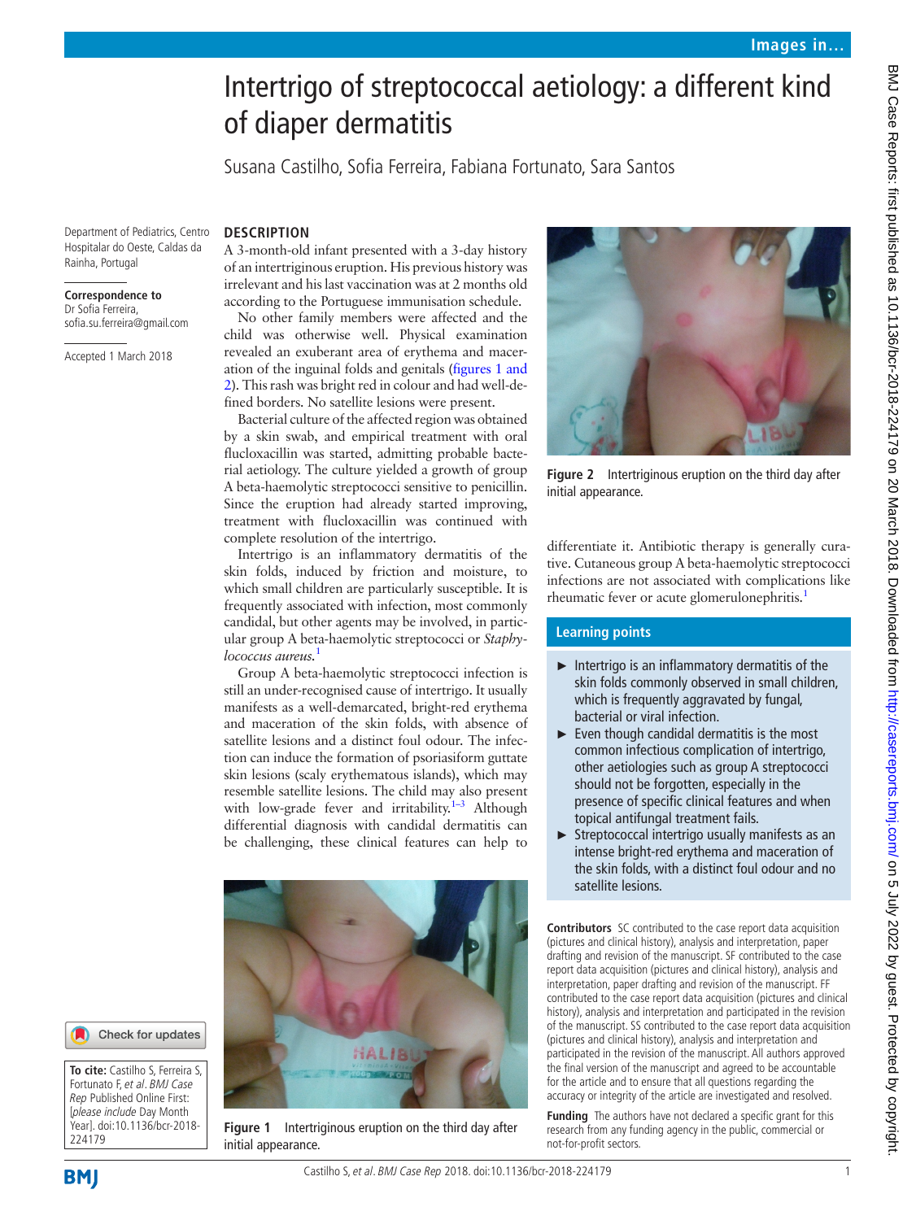# Intertrigo of streptococcal aetiology: a different kind of diaper dermatitis

Susana Castilho, Sofia Ferreira, Fabiana Fortunato, Sara Santos

Department of Pediatrics, Centro Hospitalar do Oeste, Caldas da Rainha, Portugal

**Correspondence to**
Dr Sofia Ferreira,
sofia.su.ferreira@gmail.com

Accepted 1 March 2018

**To cite:** Castilho S, Ferreira S, Fortunato F, *et al*. *BMJ Case Rep* Published Online First: [*please include* Day Month Year]. doi:10.1136/bcr-2018-224179

## DESCRIPTION

A 3-month-old infant presented with a 3-day history of an intertriginous eruption. His previous history was irrelevant and his last vaccination was at 2 months old according to the Portuguese immunisation schedule.

No other family members were affected and the child was otherwise well. Physical examination revealed an exuberant area of erythema and maceration of the inguinal folds and genitals (figures 1 and 2). This rash was bright red in colour and had well-defined borders. No satellite lesions were present.

Bacterial culture of the affected region was obtained by a skin swab, and empirical treatment with oral flucloxacillin was started, admitting probable bacterial aetiology. The culture yielded a growth of group A beta-haemolytic streptococci sensitive to penicillin. Since the eruption had already started improving, treatment with flucloxacillin was continued with complete resolution of the intertrigo.

Intertrigo is an inflammatory dermatitis of the skin folds, induced by friction and moisture, to which small children are particularly susceptible. It is frequently associated with infection, most commonly candidal, but other agents may be involved, in particular group A beta-haemolytic streptococci or *Staphylococcus aureus*.[1]

Group A beta-haemolytic streptococci infection is still an under-recognised cause of intertrigo. It usually manifests as a well-demarcated, bright-red erythema and maceration of the skin folds, with absence of satellite lesions and a distinct foul odour. The infection can induce the formation of psoriasiform guttate skin lesions (scaly erythematous islands), which may resemble satellite lesions. The child may also present with low-grade fever and irritability.[1–3] Although differential diagnosis with candidal dermatitis can be challenging, these clinical features can help to differentiate it. Antibiotic therapy is generally curative. Cutaneous group A beta-haemolytic streptococci infections are not associated with complications like rheumatic fever or acute glomerulonephritis.[1]

Figure 1 Intertriginous eruption on the third day after initial appearance.

Figure 2 Intertriginous eruption on the third day after initial appearance.

### Learning points

- Intertrigo is an inflammatory dermatitis of the skin folds commonly observed in small children, which is frequently aggravated by fungal, bacterial or viral infection.
- Even though candidal dermatitis is the most common infectious complication of intertrigo, other aetiologies such as group A streptococci should not be forgotten, especially in the presence of specific clinical features and when topical antifungal treatment fails.
- Streptococcal intertrigo usually manifests as an intense bright-red erythema and maceration of the skin folds, with a distinct foul odour and no satellite lesions.

**Contributors** SC contributed to the case report data acquisition (pictures and clinical history), analysis and interpretation, paper drafting and revision of the manuscript. SF contributed to the case report data acquisition (pictures and clinical history), analysis and interpretation, paper drafting and revision of the manuscript. FF contributed to the case report data acquisition (pictures and clinical history), analysis and interpretation and participated in the revision of the manuscript. SS contributed to the case report data acquisition (pictures and clinical history), analysis and interpretation and participated in the revision of the manuscript. All authors approved the final version of the manuscript and agreed to be accountable for the article and to ensure that all questions regarding the accuracy or integrity of the article are investigated and resolved.

**Funding** The authors have not declared a specific grant for this research from any funding agency in the public, commercial or not-for-profit sectors.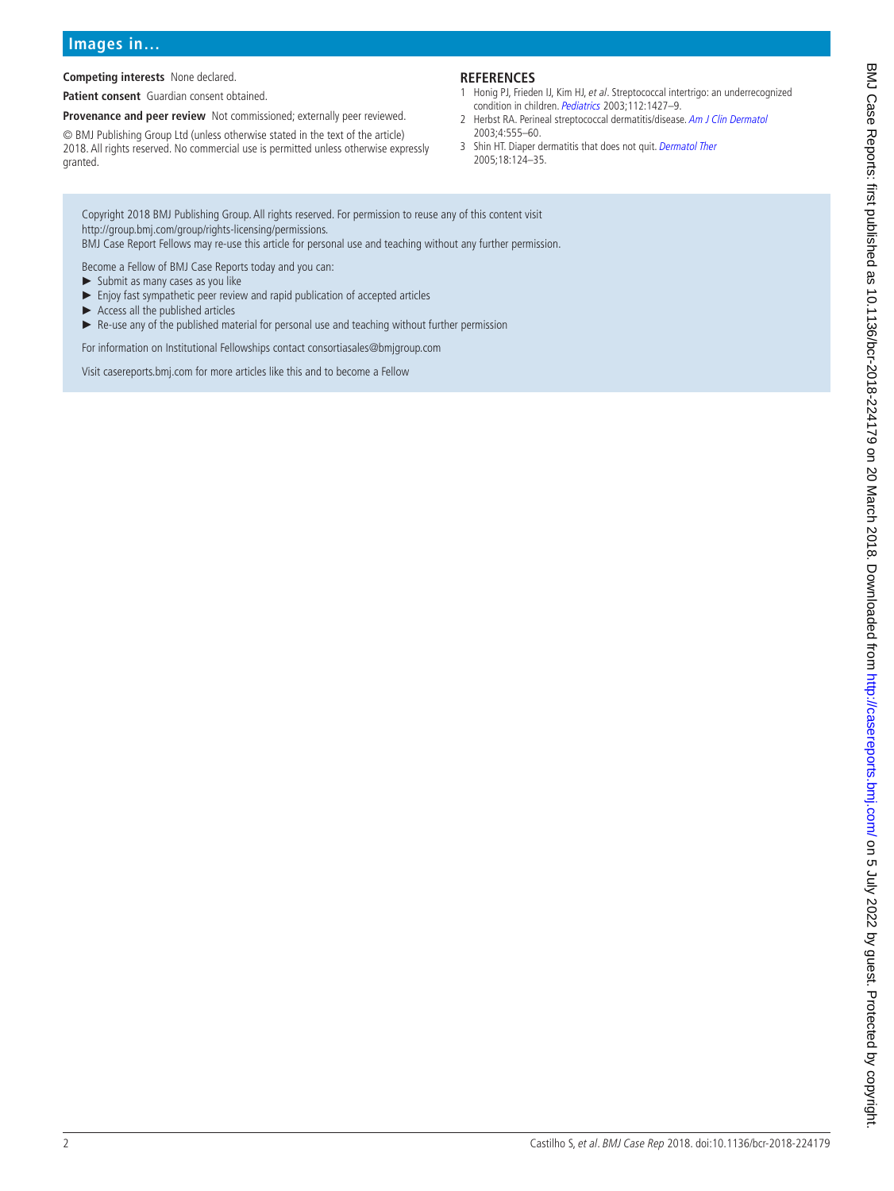**Competing interests** None declared.

**Patient consent** Guardian consent obtained.

**Provenance and peer review** Not commissioned; externally peer reviewed.

© BMJ Publishing Group Ltd (unless otherwise stated in the text of the article) 2018. All rights reserved. No commercial use is permitted unless otherwise expressly granted.

## REFERENCES

1. Honig PJ, Frieden IJ, Kim HJ, *et al*. Streptococcal intertrigo: an underrecognized condition in children. *Pediatrics* 2003;112:1427–9.
2. Herbst RA. Perineal streptococcal dermatitis/disease. *Am J Clin Dermatol* 2003;4:555–60.
3. Shin HT. Diaper dermatitis that does not quit. *Dermatol Ther* 2005;18:124–35.

Copyright 2018 BMJ Publishing Group. All rights reserved. For permission to reuse any of this content visit http://group.bmj.com/group/rights-licensing/permissions.
BMJ Case Report Fellows may re-use this article for personal use and teaching without any further permission.

Become a Fellow of BMJ Case Reports today and you can:
- Submit as many cases as you like
- Enjoy fast sympathetic peer review and rapid publication of accepted articles
- Access all the published articles
- Re-use any of the published material for personal use and teaching without further permission

For information on Institutional Fellowships contact consortiasales@bmjgroup.com

Visit casereports.bmj.com for more articles like this and to become a Fellow